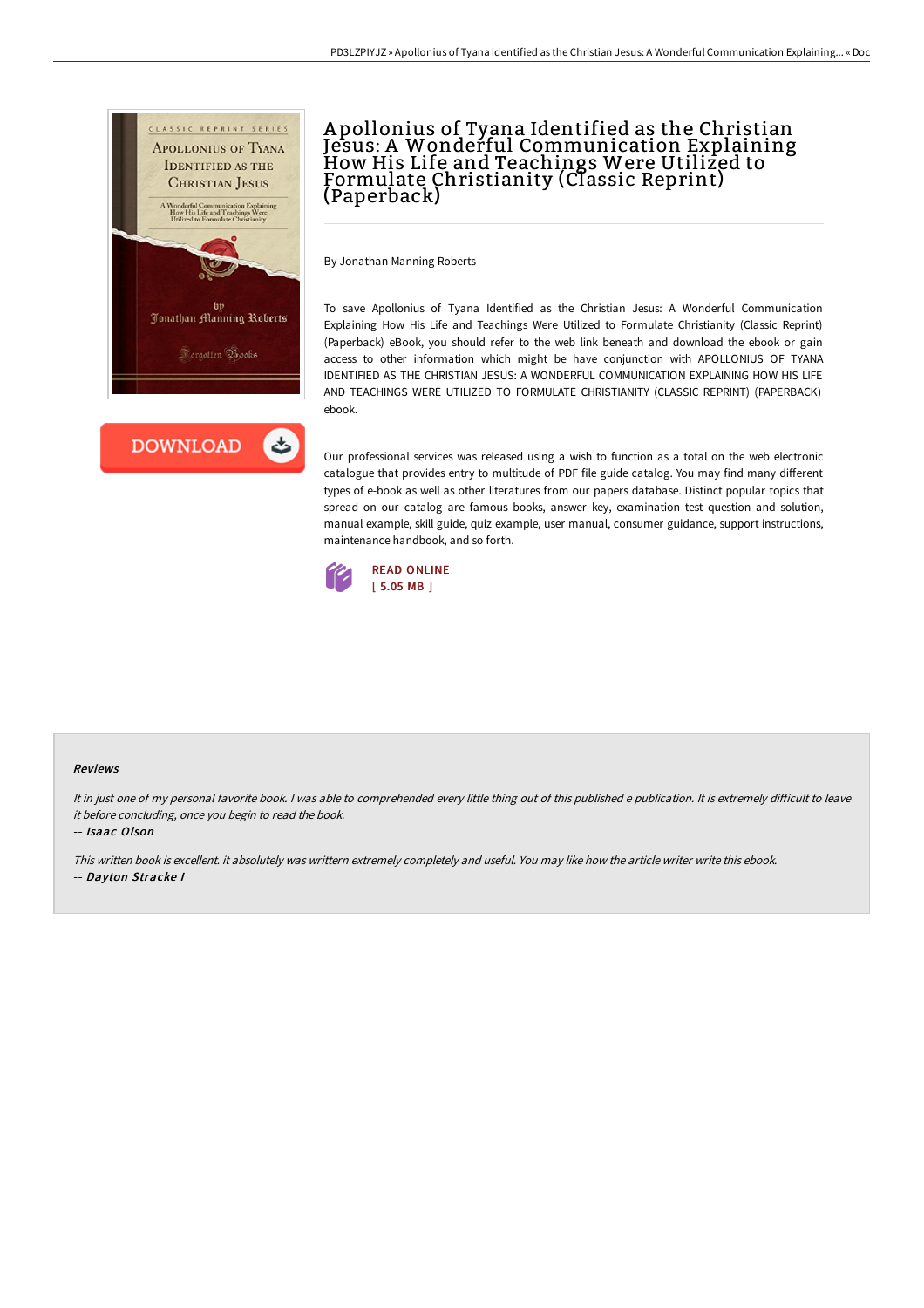# Apollonius of Tyana Identified as the Christian Jesus: A Wonderful Communication Explaining How His Life and Teachings Were Utilized to Formulate Christianity (Classic Reprint) (Paperback)

By Jonathan Manning Roberts

To save Apollonius of Tyana Identified as the Christian Jesus: A Wonderful Communication Explaining How His Life and Teachings Were Utilized to Formulate Christianity (Classic Reprint) (Paperback) eBook, you should refer to the web link beneath and download the ebook or gain access to other information which might be have conjunction with APOLLONIUS OF TYANA IDENTIFIED AS THE CHRISTIAN JESUS: A WONDERFUL COMMUNICATION EXPLAINING HOW HIS LIFE AND TEACHINGS WERE UTILIZED TO FORMULATE CHRISTIANITY (CLASSIC REPRINT) (PAPERBACK) ebook.

Our professional services was released using a wish to function as a total on the web electronic catalogue that provides entry to multitude of PDF file guide catalog. You may find many different types of e-book as well as other literatures from our papers database. Distinct popular topics that spread on our catalog are famous books, answer key, examination test question and solution, manual example, skill guide, quiz example, user manual, consumer guidance, support instructions, maintenance handbook, and so forth.

DOWNLOAD

READ ONLINE
[ 5.05 MB ]

### Reviews

*It in just one of my personal favorite book. I was able to comprehended every little thing out of this published e publication. It is extremely difficult to leave it before concluding, once you begin to read the book.*

-- *Isaac Olson*

*This written book is excellent. it absolutely was writtern extremely completely and useful. You may like how the article writer write this ebook.*

-- *Dayton Stracke I*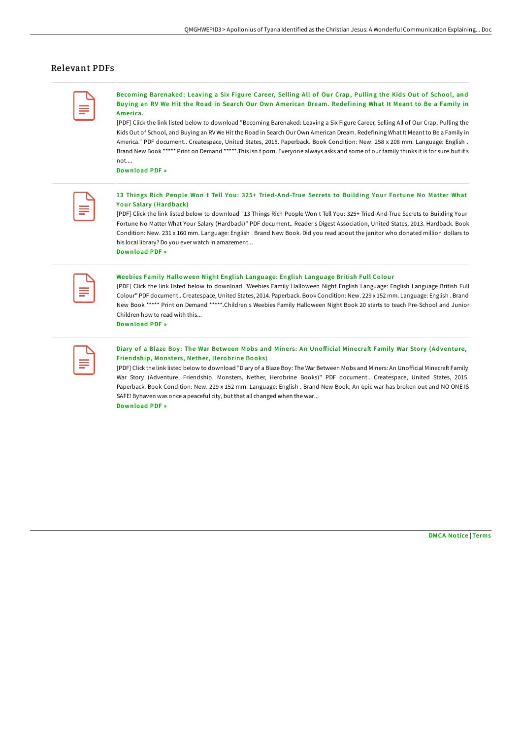## Relevant PDFs

**Becoming Barenaked: Leaving a Six Figure Career, Selling All of Our Crap, Pulling the Kids Out of School, and Buying an RV We Hit the Road in Search Our Own American Dream. Redefining What It Meant to Be a Family in America.**

[PDF] Click the link listed below to download "Becoming Barenaked: Leaving a Six Figure Career, Selling All of Our Crap, Pulling the Kids Out of School, and Buying an RV We Hit the Road in Search Our Own American Dream. Redefining What It Meant to Be a Family in America." PDF document.. Createspace, United States, 2015. Paperback. Book Condition: New. 258 x 208 mm. Language: English . Brand New Book ***** Print on Demand *****.This isn t porn. Everyone always asks and some of our family thinks it is for sure.but it s not....

Download PDF »

**13 Things Rich People Won t Tell You: 325+ Tried-And-True Secrets to Building Your Fortune No Matter What Your Salary (Hardback)**

[PDF] Click the link listed below to download "13 Things Rich People Won t Tell You: 325+ Tried-And-True Secrets to Building Your Fortune No Matter What Your Salary (Hardback)" PDF document.. Reader s Digest Association, United States, 2013. Hardback. Book Condition: New. 231 x 160 mm. Language: English . Brand New Book. Did you read about the janitor who donated million dollars to his local library? Do you ever watch in amazement...

Download PDF »

**Weebies Family Halloween Night English Language: English Language British Full Colour**

[PDF] Click the link listed below to download "Weebies Family Halloween Night English Language: English Language British Full Colour" PDF document.. Createspace, United States, 2014. Paperback. Book Condition: New. 229 x 152 mm. Language: English . Brand New Book ***** Print on Demand *****.Children s Weebies Family Halloween Night Book 20 starts to teach Pre-School and Junior Children how to read with this...

Download PDF »

**Diary of a Blaze Boy: The War Between Mobs and Miners: An Unofficial Minecraft Family War Story (Adventure, Friendship, Monsters, Nether, Herobrine Books)**

[PDF] Click the link listed below to download "Diary of a Blaze Boy: The War Between Mobs and Miners: An Unofficial Minecraft Family War Story (Adventure, Friendship, Monsters, Nether, Herobrine Books)" PDF document.. Createspace, United States, 2015. Paperback. Book Condition: New. 229 x 152 mm. Language: English . Brand New Book. An epic war has broken out and NO ONE IS SAFE! Byhaven was once a peaceful city, but that all changed when the war...

Download PDF »